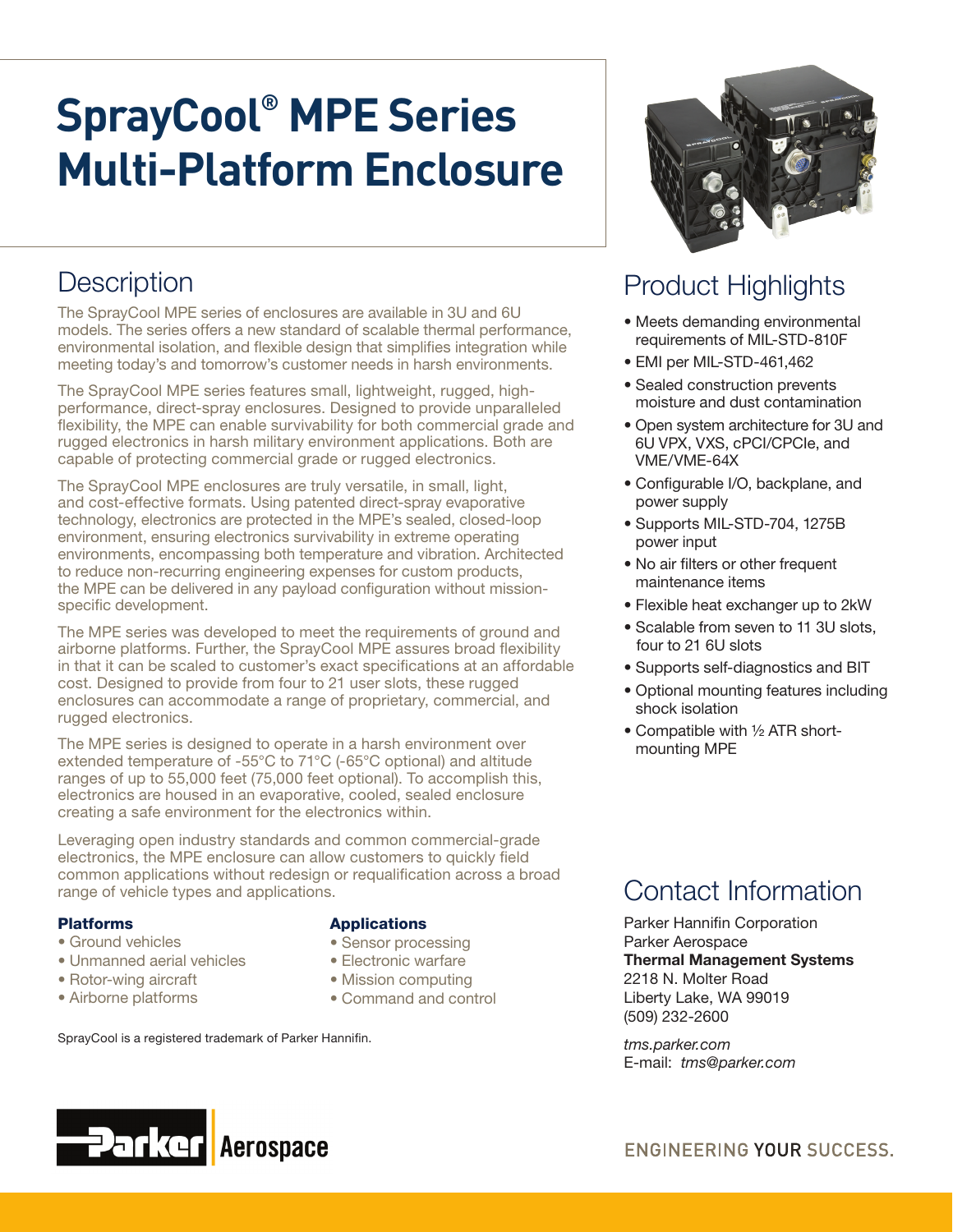# SprayCool® MPE Series Multi-Platform Enclosure

## Description

The SprayCool MPE series of enclosures are available in 3U and 6U models. The series offers a new standard of scalable thermal performance, environmental isolation, and flexible design that simplifies integration while meeting today's and tomorrow's customer needs in harsh environments.

The SprayCool MPE series features small, lightweight, rugged, high-performance, direct-spray enclosures. Designed to provide unparalleled flexibility, the MPE can enable survivability for both commercial grade and rugged electronics in harsh military environment applications. Both are capable of protecting commercial grade or rugged electronics.

The SprayCool MPE enclosures are truly versatile, in small, light, and cost-effective formats. Using patented direct-spray evaporative technology, electronics are protected in the MPE's sealed, closed-loop environment, ensuring electronics survivability in extreme operating environments, encompassing both temperature and vibration. Architected to reduce non-recurring engineering expenses for custom products, the MPE can be delivered in any payload configuration without mission-specific development.

The MPE series was developed to meet the requirements of ground and airborne platforms. Further, the SprayCool MPE assures broad flexibility in that it can be scaled to customer's exact specifications at an affordable cost. Designed to provide from four to 21 user slots, these rugged enclosures can accommodate a range of proprietary, commercial, and rugged electronics.

The MPE series is designed to operate in a harsh environment over extended temperature of -55°C to 71°C (-65°C optional) and altitude ranges of up to 55,000 feet (75,000 feet optional). To accomplish this, electronics are housed in an evaporative, cooled, sealed enclosure creating a safe environment for the electronics within.

Leveraging open industry standards and common commercial-grade electronics, the MPE enclosure can allow customers to quickly field common applications without redesign or requalification across a broad range of vehicle types and applications.

### Platforms

- Ground vehicles
- Unmanned aerial vehicles
- Rotor-wing aircraft
- Airborne platforms

### Applications

- Sensor processing
- Electronic warfare
- Mission computing
- Command and control

SprayCool is a registered trademark of Parker Hannifin.

## Product Highlights

- Meets demanding environmental requirements of MIL-STD-810F
- EMI per MIL-STD-461,462
- Sealed construction prevents moisture and dust contamination
- Open system architecture for 3U and 6U VPX, VXS, cPCI/CPCIe, and VME/VME-64X
- Configurable I/O, backplane, and power supply
- Supports MIL-STD-704, 1275B power input
- No air filters or other frequent maintenance items
- Flexible heat exchanger up to 2kW
- Scalable from seven to 11 3U slots, four to 21 6U slots
- Supports self-diagnostics and BIT
- Optional mounting features including shock isolation
- Compatible with ½ ATR short-mounting MPE

## Contact Information

Parker Hannifin Corporation
Parker Aerospace
**Thermal Management Systems**
2218 N. Molter Road
Liberty Lake, WA 99019
(509) 232-2600

*tms.parker.com*
E-mail: *tms@parker.com*

Parker Aerospace

ENGINEERING YOUR SUCCESS.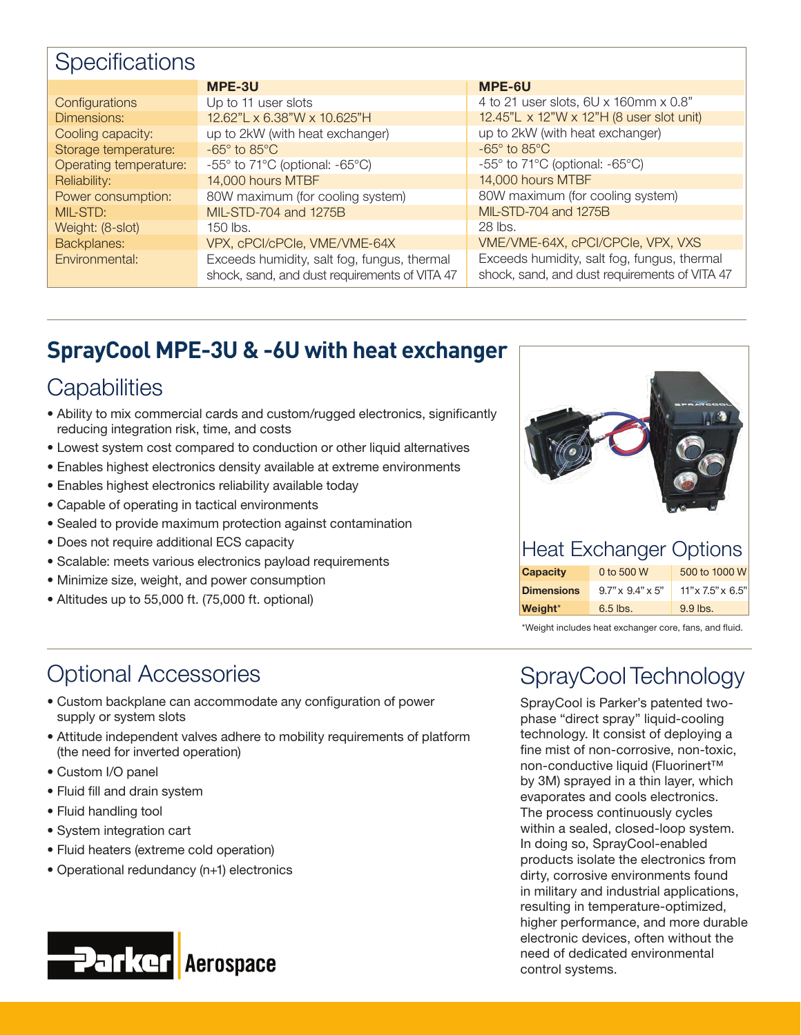## Specifications

| | MPE-3U | MPE-6U |
|---|---|---|
| Configurations | Up to 11 user slots | 4 to 21 user slots, 6U x 160mm x 0.8" |
| Dimensions: | 12.62"L x 6.38"W x 10.625"H | 12.45"L x 12"W x 12"H (8 user slot unit) |
| Cooling capacity: | up to 2kW (with heat exchanger) | up to 2kW (with heat exchanger) |
| Storage temperature: | -65° to 85°C | -65° to 85°C |
| Operating temperature: | -55° to 71°C (optional: -65°C) | -55° to 71°C (optional: -65°C) |
| Reliability: | 14,000 hours MTBF | 14,000 hours MTBF |
| Power consumption: | 80W maximum (for cooling system) | 80W maximum (for cooling system) |
| MIL-STD: | MIL-STD-704 and 1275B | MIL-STD-704 and 1275B |
| Weight: (8-slot) | 150 lbs. | 28 lbs. |
| Backplanes: | VPX, cPCI/cPCIe, VME/VME-64X | VME/VME-64X, cPCI/CPCIe, VPX, VXS |
| Environmental: | Exceeds humidity, salt fog, fungus, thermal shock, sand, and dust requirements of VITA 47 | Exceeds humidity, salt fog, fungus, thermal shock, sand, and dust requirements of VITA 47 |

## SprayCool MPE-3U & -6U with heat exchanger

### Capabilities

- Ability to mix commercial cards and custom/rugged electronics, significantly reducing integration risk, time, and costs
- Lowest system cost compared to conduction or other liquid alternatives
- Enables highest electronics density available at extreme environments
- Enables highest electronics reliability available today
- Capable of operating in tactical environments
- Sealed to provide maximum protection against contamination
- Does not require additional ECS capacity
- Scalable: meets various electronics payload requirements
- Minimize size, weight, and power consumption
- Altitudes up to 55,000 ft. (75,000 ft. optional)

### Heat Exchanger Options

| | | |
|---|---|---|
| **Capacity** | 0 to 500 W | 500 to 1000 W |
| **Dimensions** | 9.7" x 9.4" x 5" | 11" x 7.5" x 6.5" |
| **Weight*** | 6.5 lbs. | 9.9 lbs. |

*Weight includes heat exchanger core, fans, and fluid.

### Optional Accessories

- Custom backplane can accommodate any configuration of power supply or system slots
- Attitude independent valves adhere to mobility requirements of platform (the need for inverted operation)
- Custom I/O panel
- Fluid fill and drain system
- Fluid handling tool
- System integration cart
- Fluid heaters (extreme cold operation)
- Operational redundancy (n+1) electronics

### SprayCool Technology

SprayCool is Parker's patented two-phase "direct spray" liquid-cooling technology. It consist of deploying a fine mist of non-corrosive, non-toxic, non-conductive liquid (Fluorinert™ by 3M) sprayed in a thin layer, which evaporates and cools electronics. The process continuously cycles within a sealed, closed-loop system. In doing so, SprayCool-enabled products isolate the electronics from dirty, corrosive environments found in military and industrial applications, resulting in temperature-optimized, higher performance, and more durable electronic devices, often without the need of dedicated environmental control systems.

Parker Aerospace